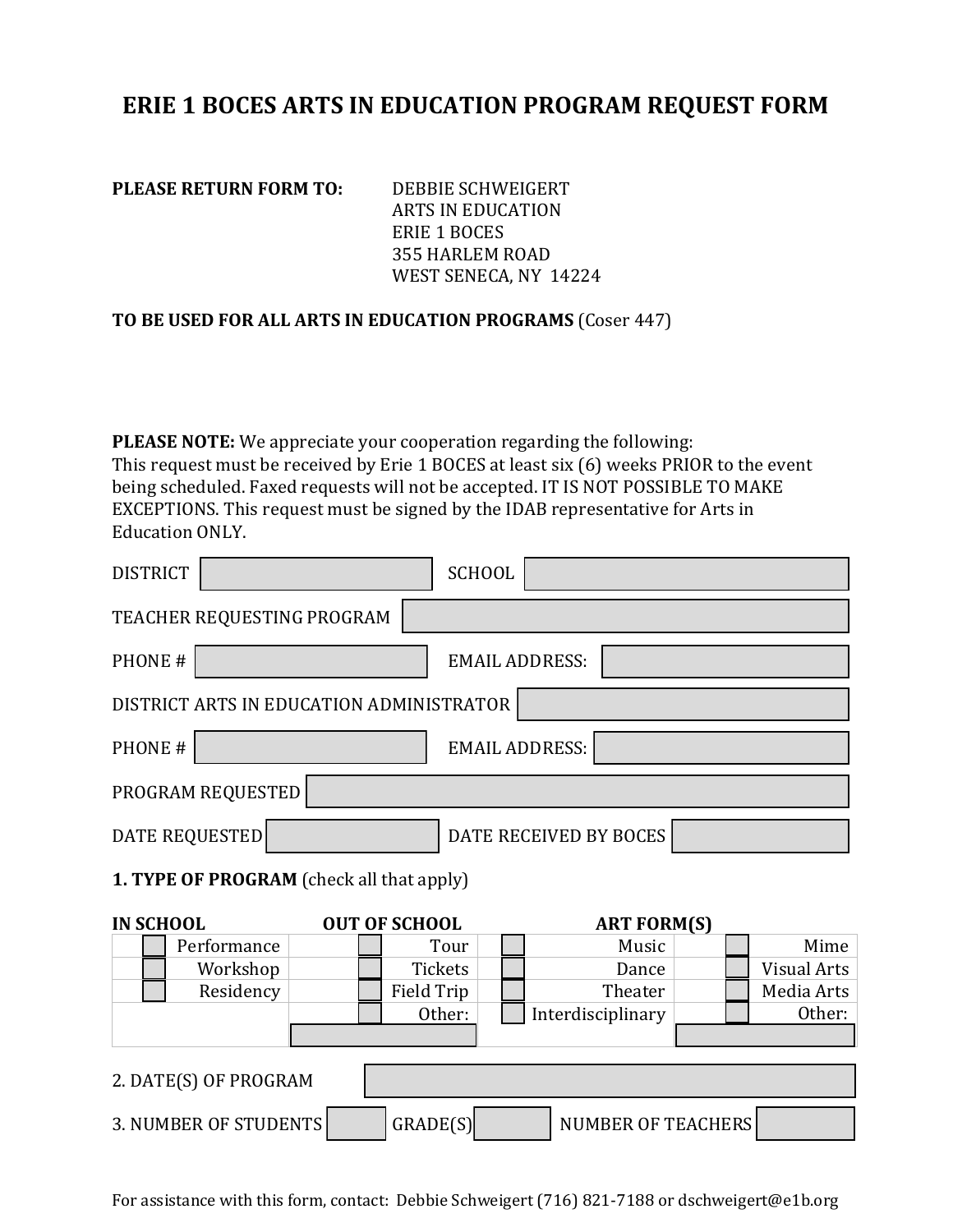# ERIE 1 BOCES ARTS IN EDUCATION PROGRAM REQUEST FORM

**PLEASE RETURN FORM TO:**

DEBBIE SCHWEIGERT
ARTS IN EDUCATION
ERIE 1 BOCES
355 HARLEM ROAD
WEST SENECA, NY 14224

**TO BE USED FOR ALL ARTS IN EDUCATION PROGRAMS** (Coser 447)

**PLEASE NOTE:** We appreciate your cooperation regarding the following:
This request must be received by Erie 1 BOCES at least six (6) weeks PRIOR to the event being scheduled. Faxed requests will not be accepted. IT IS NOT POSSIBLE TO MAKE EXCEPTIONS. This request must be signed by the IDAB representative for Arts in Education ONLY.

DISTRICT ______ SCHOOL ______

TEACHER REQUESTING PROGRAM ______

PHONE # ______ EMAIL ADDRESS: ______

DISTRICT ARTS IN EDUCATION ADMINISTRATOR ______

PHONE # ______ EMAIL ADDRESS: ______

PROGRAM REQUESTED ______

DATE REQUESTED ______ DATE RECEIVED BY BOCES ______

**1. TYPE OF PROGRAM** (check all that apply)

| IN SCHOOL | OUT OF SCHOOL | ART FORM(S) | |
|---|---|---|---|
| ☐ Performance | ☐ Tour | ☐ Music | ☐ Mime |
| ☐ Workshop | ☐ Tickets | ☐ Dance | ☐ Visual Arts |
| ☐ Residency | ☐ Field Trip | ☐ Theater | ☐ Media Arts |
| | ☐ Other: ______ | ☐ Interdisciplinary | ☐ Other: ______ |

2. DATE(S) OF PROGRAM ______

3. NUMBER OF STUDENTS ______ GRADE(S) ______ NUMBER OF TEACHERS ______

For assistance with this form, contact: Debbie Schweigert (716) 821-7188 or dschweigert@e1b.org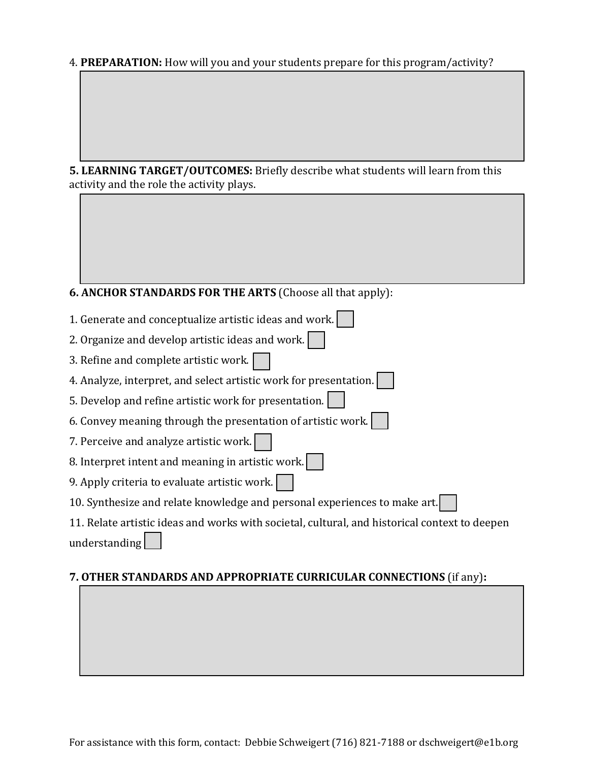4. **PREPARATION:** How will you and your students prepare for this program/activity?

**5. LEARNING TARGET/OUTCOMES:** Briefly describe what students will learn from this activity and the role the activity plays.

**6. ANCHOR STANDARDS FOR THE ARTS** (Choose all that apply):

1. Generate and conceptualize artistic ideas and work. ☐
2. Organize and develop artistic ideas and work. ☐
3. Refine and complete artistic work. ☐
4. Analyze, interpret, and select artistic work for presentation. ☐
5. Develop and refine artistic work for presentation. ☐
6. Convey meaning through the presentation of artistic work. ☐
7. Perceive and analyze artistic work. ☐
8. Interpret intent and meaning in artistic work. ☐
9. Apply criteria to evaluate artistic work. ☐
10. Synthesize and relate knowledge and personal experiences to make art. ☐
11. Relate artistic ideas and works with societal, cultural, and historical context to deepen understanding ☐

**7. OTHER STANDARDS AND APPROPRIATE CURRICULAR CONNECTIONS** (if any)**:**

For assistance with this form, contact: Debbie Schweigert (716) 821-7188 or dschweigert@e1b.org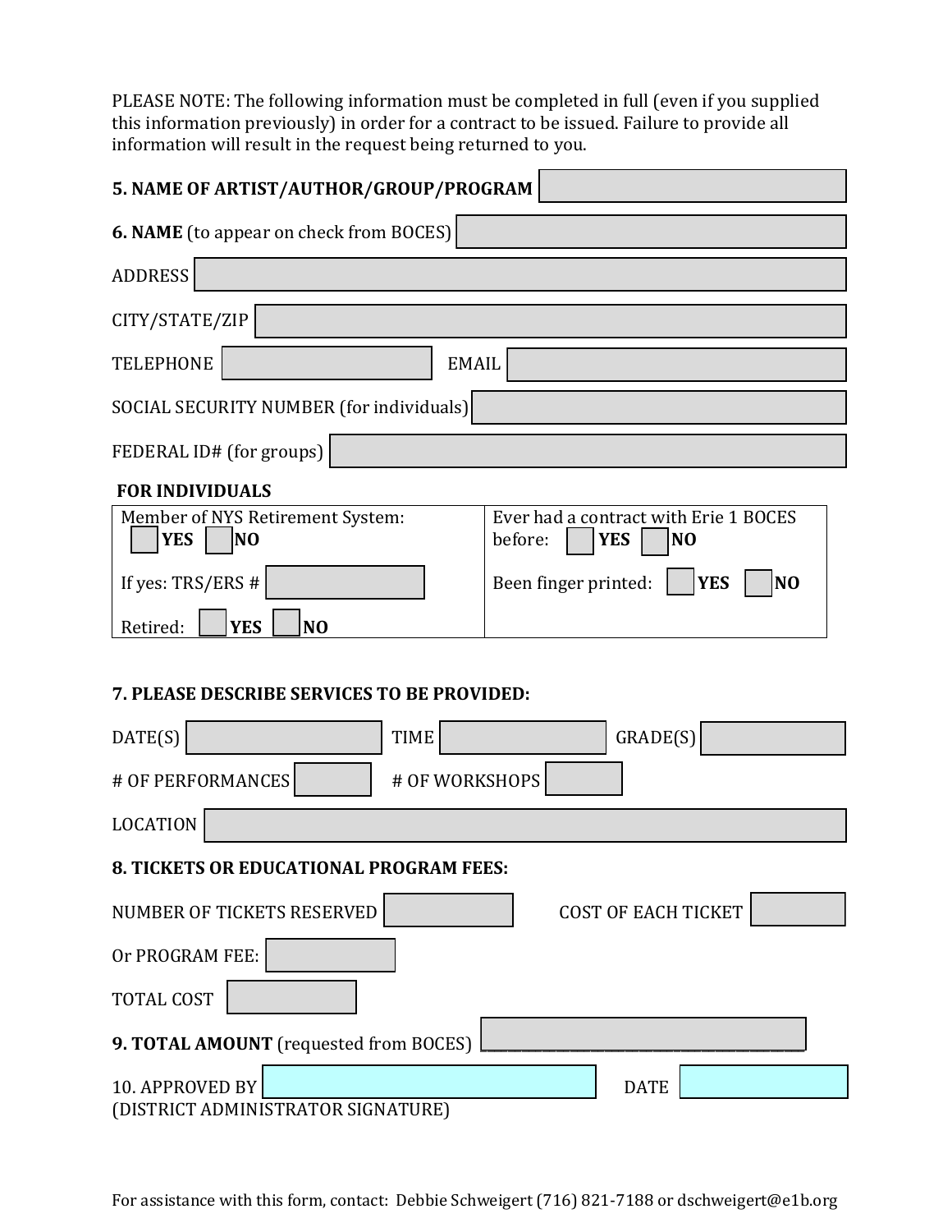PLEASE NOTE: The following information must be completed in full (even if you supplied this information previously) in order for a contract to be issued. Failure to provide all information will result in the request being returned to you.

**5. NAME OF ARTIST/AUTHOR/GROUP/PROGRAM**

**6. NAME** (to appear on check from BOCES)

ADDRESS

CITY/STATE/ZIP

TELEPHONE EMAIL

SOCIAL SECURITY NUMBER (for individuals)

FEDERAL ID# (for groups)

**FOR INDIVIDUALS**

| | |
|---|---|
| Member of NYS Retirement System: ☐ **YES** ☐ **NO** | Ever had a contract with Erie 1 BOCES before: ☐ **YES** ☐ **NO** |
| If yes: TRS/ERS # | Been finger printed: ☐ **YES** ☐ **NO** |
| Retired: ☐ **YES** ☐ **NO** | |

**7. PLEASE DESCRIBE SERVICES TO BE PROVIDED:**

DATE(S) TIME GRADE(S)

# OF PERFORMANCES # OF WORKSHOPS

LOCATION

**8. TICKETS OR EDUCATIONAL PROGRAM FEES:**

NUMBER OF TICKETS RESERVED COST OF EACH TICKET

Or PROGRAM FEE:

TOTAL COST

**9. TOTAL AMOUNT** (requested from BOCES) ________________________

10. APPROVED BY DATE
(DISTRICT ADMINISTRATOR SIGNATURE)

For assistance with this form, contact: Debbie Schweigert (716) 821-7188 or dschweigert@e1b.org